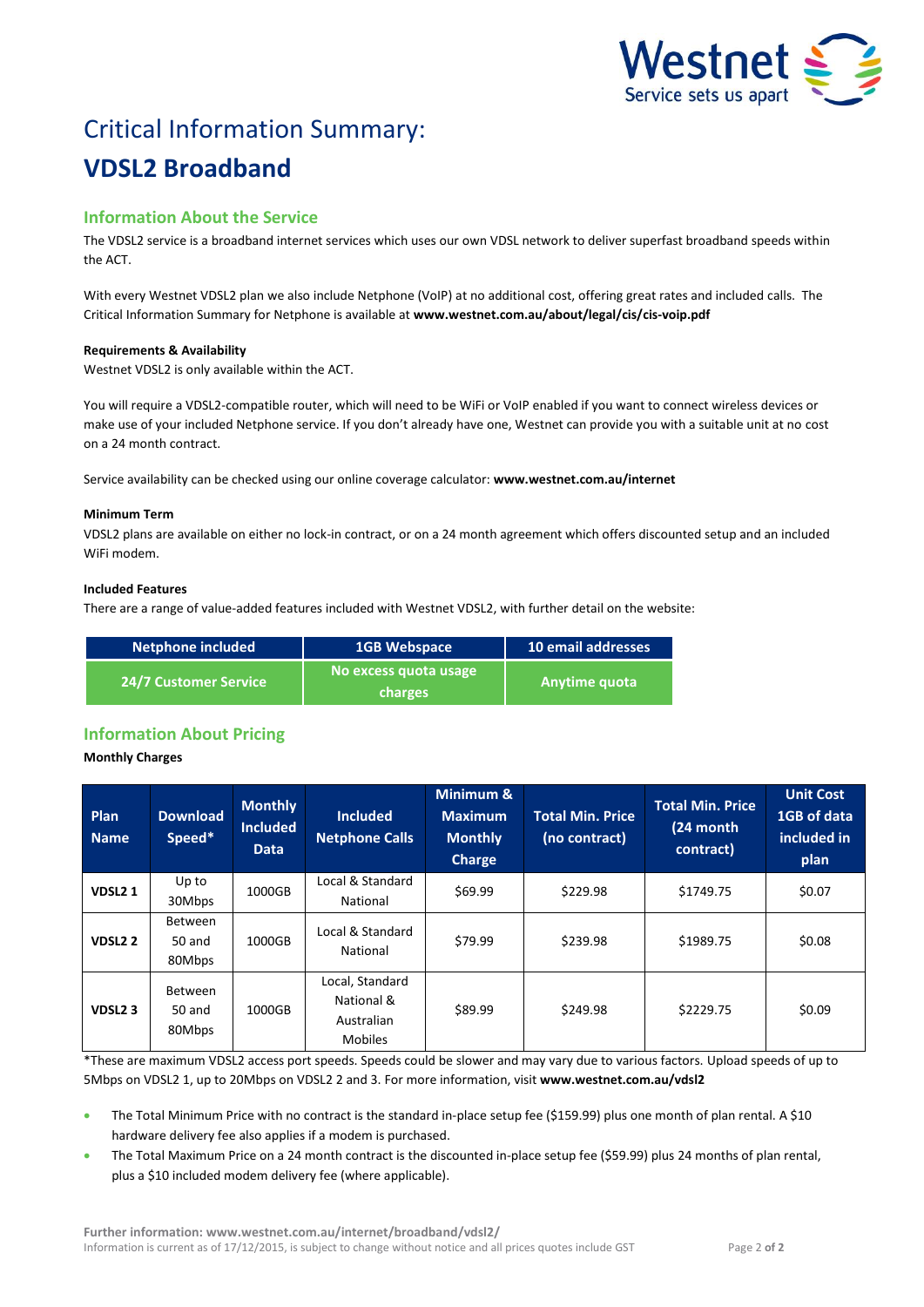# Critical Information Summary:

# VDSL2 Broadband

## Information About the Service

The VDSL2 service is a broadband internet services which uses our own VDSL network to deliver superfast broadband speeds within the ACT.

With every Westnet VDSL2 plan we also include Netphone (VoIP) at no additional cost, offering great rates and included calls. The Critical Information Summary for Netphone is available at **www.westnet.com.au/about/legal/cis/cis-voip.pdf**

**Requirements & Availability**

Westnet VDSL2 is only available within the ACT.

You will require a VDSL2-compatible router, which will need to be WiFi or VoIP enabled if you want to connect wireless devices or make use of your included Netphone service. If you don't already have one, Westnet can provide you with a suitable unit at no cost on a 24 month contract.

Service availability can be checked using our online coverage calculator: **www.westnet.com.au/internet**

**Minimum Term**

VDSL2 plans are available on either no lock-in contract, or on a 24 month agreement which offers discounted setup and an included WiFi modem.

**Included Features**

There are a range of value-added features included with Westnet VDSL2, with further detail on the website:

| Netphone included | 1GB Webspace | 10 email addresses |
|---|---|---|
| 24/7 Customer Service | No excess quota usage charges | Anytime quota |

## Information About Pricing

**Monthly Charges**

| Plan Name | Download Speed* | Monthly Included Data | Included Netphone Calls | Minimum & Maximum Monthly Charge | Total Min. Price (no contract) | Total Min. Price (24 month contract) | Unit Cost 1GB of data included in plan |
|---|---|---|---|---|---|---|---|
| **VDSL2 1** | Up to 30Mbps | 1000GB | Local & Standard National | $69.99 | $229.98 | $1749.75 | $0.07 |
| **VDSL2 2** | Between 50 and 80Mbps | 1000GB | Local & Standard National | $79.99 | $239.98 | $1989.75 | $0.08 |
| **VDSL2 3** | Between 50 and 80Mbps | 1000GB | Local, Standard National & Australian Mobiles | $89.99 | $249.98 | $2229.75 | $0.09 |

*These are maximum VDSL2 access port speeds. Speeds could be slower and may vary due to various factors. Upload speeds of up to 5Mbps on VDSL2 1, up to 20Mbps on VDSL2 2 and 3. For more information, visit **www.westnet.com.au/vdsl2**

- The Total Minimum Price with no contract is the standard in-place setup fee ($159.99) plus one month of plan rental. A $10 hardware delivery fee also applies if a modem is purchased.
- The Total Maximum Price on a 24 month contract is the discounted in-place setup fee ($59.99) plus 24 months of plan rental, plus a $10 included modem delivery fee (where applicable).

**Further information: www.westnet.com.au/internet/broadband/vdsl2/**

Information is current as of 17/12/2015, is subject to change without notice and all prices quotes include GST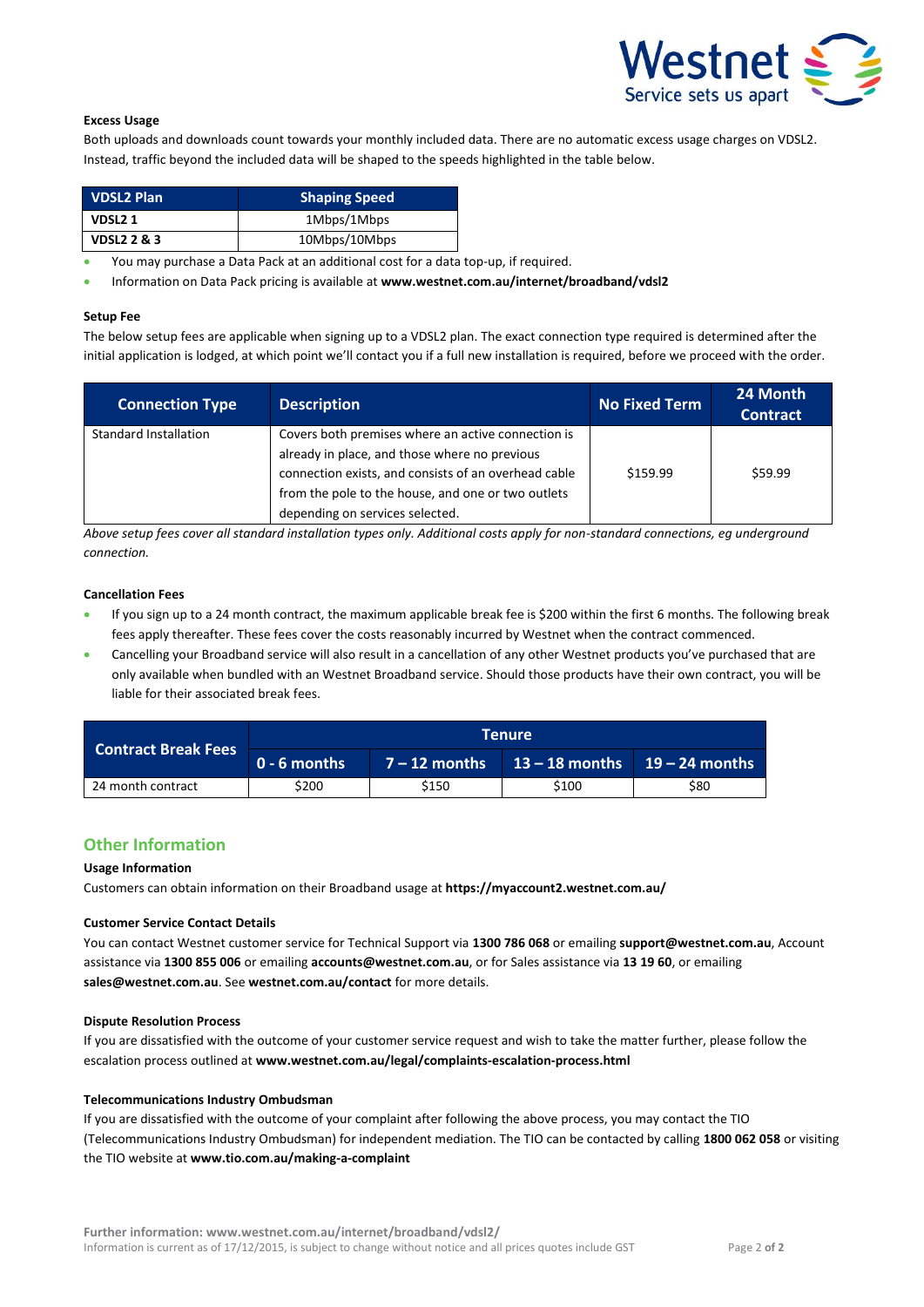**Excess Usage**

Both uploads and downloads count towards your monthly included data. There are no automatic excess usage charges on VDSL2. Instead, traffic beyond the included data will be shaped to the speeds highlighted in the table below.

| VDSL2 Plan | Shaping Speed |
|---|---|
| **VDSL2 1** | 1Mbps/1Mbps |
| **VDSL2 2 & 3** | 10Mbps/10Mbps |

- You may purchase a Data Pack at an additional cost for a data top-up, if required.
- Information on Data Pack pricing is available at **www.westnet.com.au/internet/broadband/vdsl2**

**Setup Fee**

The below setup fees are applicable when signing up to a VDSL2 plan. The exact connection type required is determined after the initial application is lodged, at which point we'll contact you if a full new installation is required, before we proceed with the order.

| Connection Type | Description | No Fixed Term | 24 Month Contract |
|---|---|---|---|
| Standard Installation | Covers both premises where an active connection is already in place, and those where no previous connection exists, and consists of an overhead cable from the pole to the house, and one or two outlets depending on services selected. | $159.99 | $59.99 |

*Above setup fees cover all standard installation types only. Additional costs apply for non-standard connections, eg underground connection.*

**Cancellation Fees**

- If you sign up to a 24 month contract, the maximum applicable break fee is $200 within the first 6 months. The following break fees apply thereafter. These fees cover the costs reasonably incurred by Westnet when the contract commenced.
- Cancelling your Broadband service will also result in a cancellation of any other Westnet products you've purchased that are only available when bundled with an Westnet Broadband service. Should those products have their own contract, you will be liable for their associated break fees.

| Contract Break Fees | Tenure | | | |
|---|---|---|---|---|
| | 0 - 6 months | 7 – 12 months | 13 – 18 months | 19 – 24 months |
| 24 month contract | $200 | $150 | $100 | $80 |

## Other Information

**Usage Information**

Customers can obtain information on their Broadband usage at **https://myaccount2.westnet.com.au/**

**Customer Service Contact Details**

You can contact Westnet customer service for Technical Support via **1300 786 068** or emailing **support@westnet.com.au**, Account assistance via **1300 855 006** or emailing **accounts@westnet.com.au**, or for Sales assistance via **13 19 60**, or emailing **sales@westnet.com.au**. See **westnet.com.au/contact** for more details.

**Dispute Resolution Process**

If you are dissatisfied with the outcome of your customer service request and wish to take the matter further, please follow the escalation process outlined at **www.westnet.com.au/legal/complaints-escalation-process.html**

**Telecommunications Industry Ombudsman**

If you are dissatisfied with the outcome of your complaint after following the above process, you may contact the TIO (Telecommunications Industry Ombudsman) for independent mediation. The TIO can be contacted by calling **1800 062 058** or visiting the TIO website at **www.tio.com.au/making-a-complaint**

**Further information: www.westnet.com.au/internet/broadband/vdsl2/**
Information is current as of 17/12/2015, is subject to change without notice and all prices quotes include GST